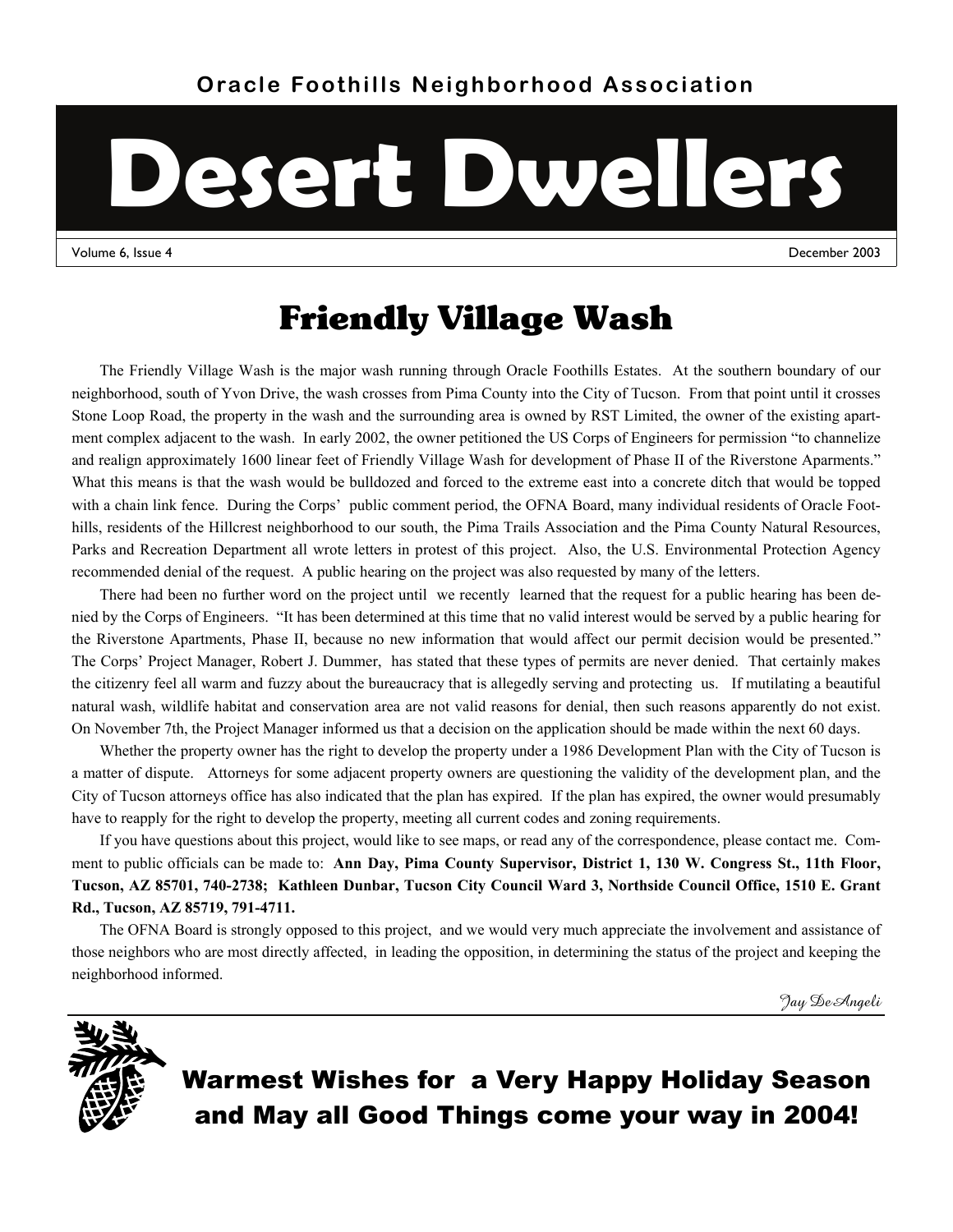Oracle Foothills Neighborhood Association

# Desert Dwellers

Volume 6, Issue 4 December 2003

## Friendly Village Wash

The Friendly Village Wash is the major wash running through Oracle Foothills Estates. At the southern boundary of our neighborhood, south of Yvon Drive, the wash crosses from Pima County into the City of Tucson. From that point until it crosses Stone Loop Road, the property in the wash and the surrounding area is owned by RST Limited, the owner of the existing apartment complex adjacent to the wash. In early 2002, the owner petitioned the US Corps of Engineers for permission "to channelize and realign approximately 1600 linear feet of Friendly Village Wash for development of Phase II of the Riverstone Aparments." What this means is that the wash would be bulldozed and forced to the extreme east into a concrete ditch that would be topped with a chain link fence. During the Corps' public comment period, the OFNA Board, many individual residents of Oracle Foothills, residents of the Hillcrest neighborhood to our south, the Pima Trails Association and the Pima County Natural Resources, Parks and Recreation Department all wrote letters in protest of this project. Also, the U.S. Environmental Protection Agency recommended denial of the request. A public hearing on the project was also requested by many of the letters.

There had been no further word on the project until we recently learned that the request for a public hearing has been denied by the Corps of Engineers. "It has been determined at this time that no valid interest would be served by a public hearing for the Riverstone Apartments, Phase II, because no new information that would affect our permit decision would be presented." The Corps' Project Manager, Robert J. Dummer, has stated that these types of permits are never denied. That certainly makes the citizenry feel all warm and fuzzy about the bureaucracy that is allegedly serving and protecting us. If mutilating a beautiful natural wash, wildlife habitat and conservation area are not valid reasons for denial, then such reasons apparently do not exist. On November 7th, the Project Manager informed us that a decision on the application should be made within the next 60 days.

Whether the property owner has the right to develop the property under a 1986 Development Plan with the City of Tucson is a matter of dispute. Attorneys for some adjacent property owners are questioning the validity of the development plan, and the City of Tucson attorneys office has also indicated that the plan has expired. If the plan has expired, the owner would presumably have to reapply for the right to develop the property, meeting all current codes and zoning requirements.

If you have questions about this project, would like to see maps, or read any of the correspondence, please contact me. Comment to public officials can be made to: **Ann Day, Pima County Supervisor, District 1, 130 W. Congress St., 11th Floor, Tucson, AZ 85701, 740-2738; Kathleen Dunbar, Tucson City Council Ward 3, Northside Council Office, 1510 E. Grant Rd., Tucson, AZ 85719, 791-4711.**

The OFNA Board is strongly opposed to this project, and we would very much appreciate the involvement and assistance of those neighbors who are most directly affected, in leading the opposition, in determining the status of the project and keeping the neighborhood informed.

*Jay DeAngeli*

**Warmest Wishes for a Very Happy Holiday Season and May all Good Things come your way in 2004!**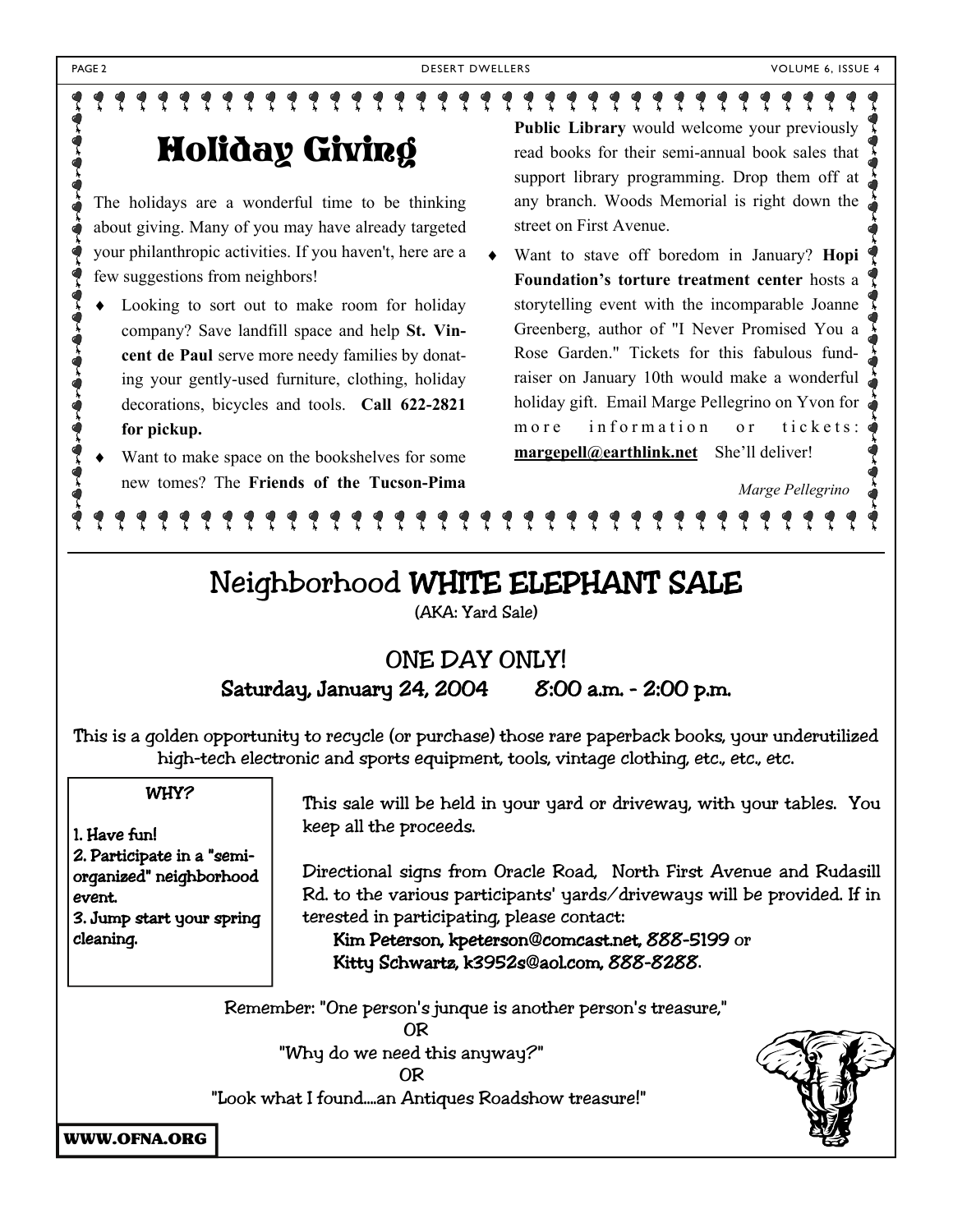# Holiday Giving

The holidays are a wonderful time to be thinking about giving. Many of you may have already targeted your philanthropic activities. If you haven't, here are a few suggestions from neighbors!

- Looking to sort out to make room for holiday company? Save landfill space and help **St. Vincent de Paul** serve more needy families by donating your gently-used furniture, clothing, holiday decorations, bicycles and tools. **Call 622-2821 for pickup.**
- Want to make space on the bookshelves for some new tomes? The **Friends of the Tucson-Pima Public Library** would welcome your previously read books for their semi-annual book sales that support library programming. Drop them off at any branch. Woods Memorial is right down the street on First Avenue.
- Want to stave off boredom in January? **Hopi Foundation's torture treatment center** hosts a storytelling event with the incomparable Joanne Greenberg, author of "I Never Promised You a Rose Garden." Tickets for this fabulous fundraiser on January 10th would make a wonderful holiday gift. Email Marge Pellegrino on Yvon for more information or tickets: **margepell@earthlink.net** She'll deliver!

*Marge Pellegrino*

# Neighborhood WHITE ELEPHANT SALE

(AKA: Yard Sale)

## ONE DAY ONLY!

**Saturday, January 24, 2004 8:00 a.m. - 2:00 p.m.**

This is a golden opportunity to recycle (or purchase) those rare paperback books, your underutilized high-tech electronic and sports equipment, tools, vintage clothing, etc., etc., etc.

**WHY?**

1. Have fun!
2. Participate in a "semi-organized" neighborhood event.
3. Jump start your spring cleaning.

This sale will be held in your yard or driveway, with your tables. You keep all the proceeds.

Directional signs from Oracle Road, North First Avenue and Rudasill Rd. to the various participants' yards/driveways will be provided. If interested in participating, please contact:

**Kim Peterson, kpeterson@comcast.net, 888-5199** or
**Kitty Schwartz, k3952s@aol.com, 888-8288.**

Remember: "One person's junque is another person's treasure,"
OR
"Why do we need this anyway?"
OR
"Look what I found....an Antiques Roadshow treasure!"

**WWW.OFNA.ORG**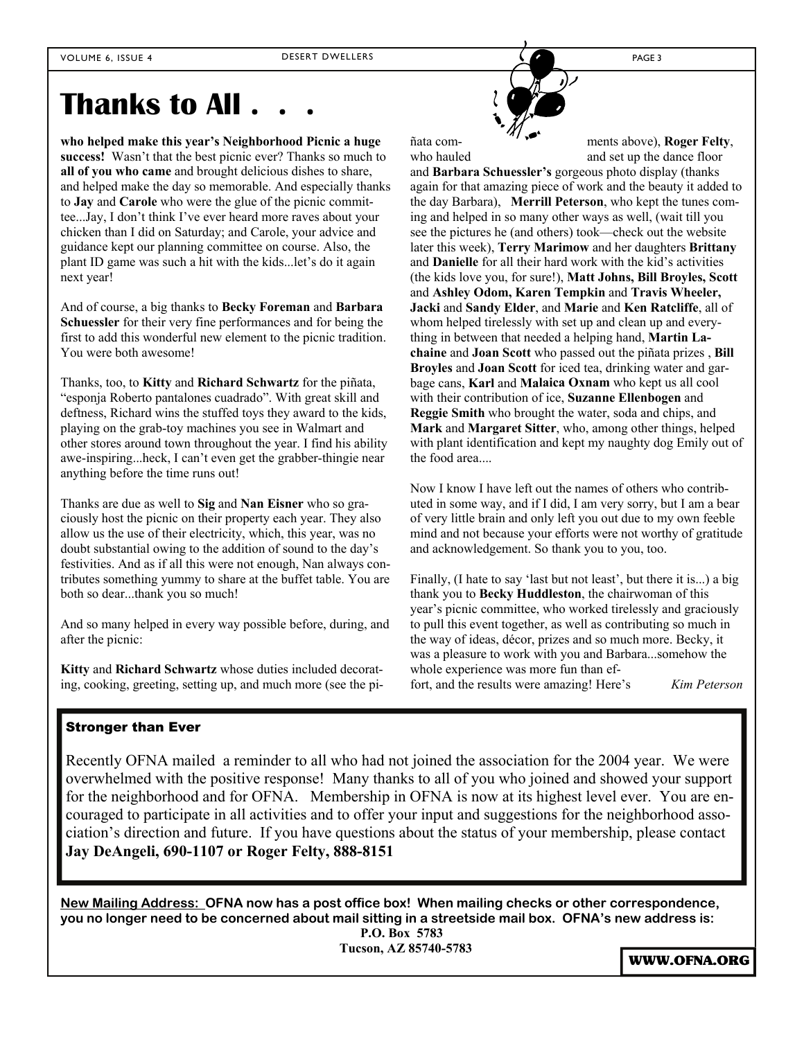# Thanks to All . . .

**who helped make this year's Neighborhood Picnic a huge success!** Wasn't that the best picnic ever? Thanks so much to **all of you who came** and brought delicious dishes to share, and helped make the day so memorable. And especially thanks to **Jay** and **Carole** who were the glue of the picnic committee...Jay, I don't think I've ever heard more raves about your chicken than I did on Saturday; and Carole, your advice and guidance kept our planning committee on course. Also, the plant ID game was such a hit with the kids...let's do it again next year!

And of course, a big thanks to **Becky Foreman** and **Barbara Schuessler** for their very fine performances and for being the first to add this wonderful new element to the picnic tradition. You were both awesome!

Thanks, too, to **Kitty** and **Richard Schwartz** for the piñata, "esponja Roberto pantalones cuadrado". With great skill and deftness, Richard wins the stuffed toys they award to the kids, playing on the grab-toy machines you see in Walmart and other stores around town throughout the year. I find his ability awe-inspiring...heck, I can't even get the grabber-thingie near anything before the time runs out!

Thanks are due as well to **Sig** and **Nan Eisner** who so graciously host the picnic on their property each year. They also allow us the use of their electricity, which, this year, was no doubt substantial owing to the addition of sound to the day's festivities. And as if all this were not enough, Nan always contributes something yummy to share at the buffet table. You are both so dear...thank you so much!

And so many helped in every way possible before, during, and after the picnic:

**Kitty** and **Richard Schwartz** whose duties included decorating, cooking, greeting, setting up, and much more (see the piñata comments above), **Roger Felty**, who hauled and set up the dance floor and **Barbara Schuessler's** gorgeous photo display (thanks again for that amazing piece of work and the beauty it added to the day Barbara), **Merrill Peterson**, who kept the tunes coming and helped in so many other ways as well, (wait till you see the pictures he (and others) took—check out the website later this week), **Terry Marimow** and her daughters **Brittany** and **Danielle** for all their hard work with the kid's activities (the kids love you, for sure!), **Matt Johns, Bill Broyles, Scott** and **Ashley Odom, Karen Tempkin** and **Travis Wheeler, Jacki** and **Sandy Elder**, and **Marie** and **Ken Ratcliffe**, all of whom helped tirelessly with set up and clean up and everything in between that needed a helping hand, **Martin Lachaine** and **Joan Scott** who passed out the piñata prizes , **Bill Broyles** and **Joan Scott** for iced tea, drinking water and garbage cans, **Karl** and **Malaica Oxnam** who kept us all cool with their contribution of ice, **Suzanne Ellenbogen** and **Reggie Smith** who brought the water, soda and chips, and **Mark** and **Margaret Sitter**, who, among other things, helped with plant identification and kept my naughty dog Emily out of the food area....

Now I know I have left out the names of others who contributed in some way, and if I did, I am very sorry, but I am a bear of very little brain and only left you out due to my own feeble mind and not because your efforts were not worthy of gratitude and acknowledgement. So thank you to you, too.

Finally, (I hate to say 'last but not least', but there it is...) a big thank you to **Becky Huddleston**, the chairwoman of this year's picnic committee, who worked tirelessly and graciously to pull this event together, as well as contributing so much in the way of ideas, décor, prizes and so much more. Becky, it was a pleasure to work with you and Barbara...somehow the whole experience was more fun than effort, and the results were amazing! Here's

*Kim Peterson*

## Stronger than Ever

Recently OFNA mailed a reminder to all who had not joined the association for the 2004 year. We were overwhelmed with the positive response! Many thanks to all of you who joined and showed your support for the neighborhood and for OFNA. Membership in OFNA is now at its highest level ever. You are encouraged to participate in all activities and to offer your input and suggestions for the neighborhood association's direction and future. If you have questions about the status of your membership, please contact **Jay DeAngeli, 690-1107 or Roger Felty, 888-8151**

**New Mailing Address: OFNA now has a post office box! When mailing checks or other correspondence, you no longer need to be concerned about mail sitting in a streetside mail box. OFNA's new address is:**

**P.O. Box 5783**
**Tucson, AZ 85740-5783**

**WWW.OFNA.ORG**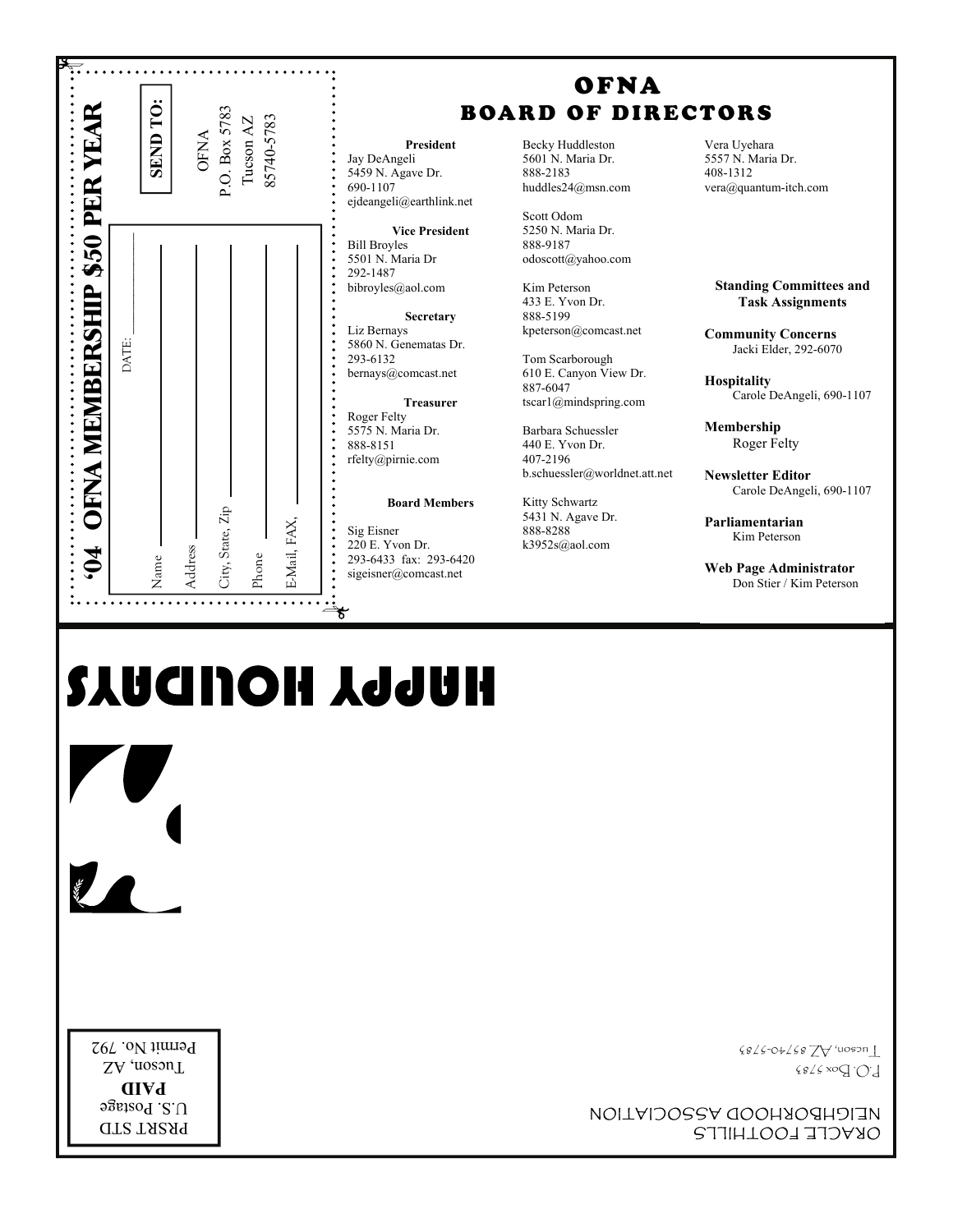## '04 OFNA MEMBERSHIP $50 PER YEAR

DATE: ____________

Name ____________

Address ____________

City, State, Zip ____________

Phone ____________

E-Mail, FAX, ____________

**SEND TO:**

OFNA
P.O. Box 5783
Tucson AZ
85740-5783

# OFNA
# BOARD OF DIRECTORS

**President**
Jay DeAngeli
5459 N. Agave Dr.
690-1107
ejdeangeli@earthlink.net

**Vice President**
Bill Broyles
5501 N. Maria Dr
292-1487
bibroyles@aol.com

**Secretary**
Liz Bernays
5860 N. Genematas Dr.
293-6132
bernays@comcast.net

**Treasurer**
Roger Felty
5575 N. Maria Dr.
888-8151
rfelty@pirnie.com

**Board Members**

Sig Eisner
220 E. Yvon Dr.
293-6433 fax: 293-6420
sigeisner@comcast.net

Becky Huddleston
5601 N. Maria Dr.
888-2183
huddles24@msn.com

Scott Odom
5250 N. Maria Dr.
888-9187
odoscott@yahoo.com

Kim Peterson
433 E. Yvon Dr.
888-5199
kpeterson@comcast.net

Tom Scarborough
610 E. Canyon View Dr.
887-6047
tscar1@mindspring.com

Barbara Schuessler
440 E. Yvon Dr.
407-2196
b.schuessler@worldnet.att.net

Kitty Schwartz
5431 N. Agave Dr.
888-8288
k3952s@aol.com

Vera Uyehara
5557 N. Maria Dr.
408-1312
vera@quantum-itch.com

**Standing Committees and Task Assignments**

**Community Concerns**
Jacki Elder, 292-6070

**Hospitality**
Carole DeAngeli, 690-1107

**Membership**
Roger Felty

**Newsletter Editor**
Carole DeAngeli, 690-1107

**Parliamentarian**
Kim Peterson

**Web Page Administrator**
Don Stier / Kim Peterson

# HAPPY HOLIDAYS

ORACLE FOOTHILLS
NEIGHBORHOOD ASSOCIATION
P.O. Box 5783
Tucson, AZ 85740-5783

PRSRT STD
U.S. Postage
**PAID**
Tucson, AZ
Permit No. 792